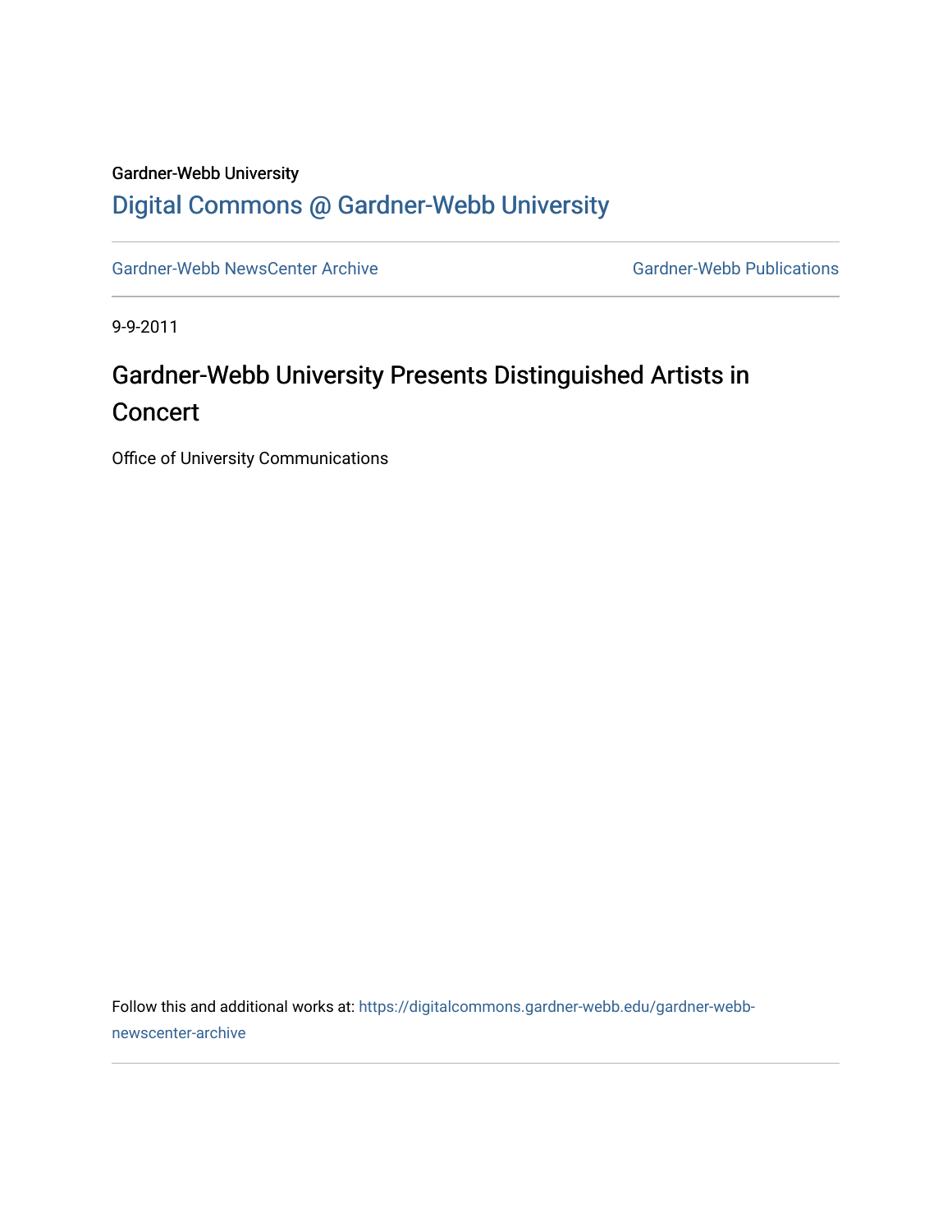Gardner-Webb University

# Digital Commons @ Gardner-Webb University

Gardner-Webb NewsCenter Archive

Gardner-Webb Publications

9-9-2011

## Gardner-Webb University Presents Distinguished Artists in Concert

Office of University Communications

Follow this and additional works at: https://digitalcommons.gardner-webb.edu/gardner-webb-newscenter-archive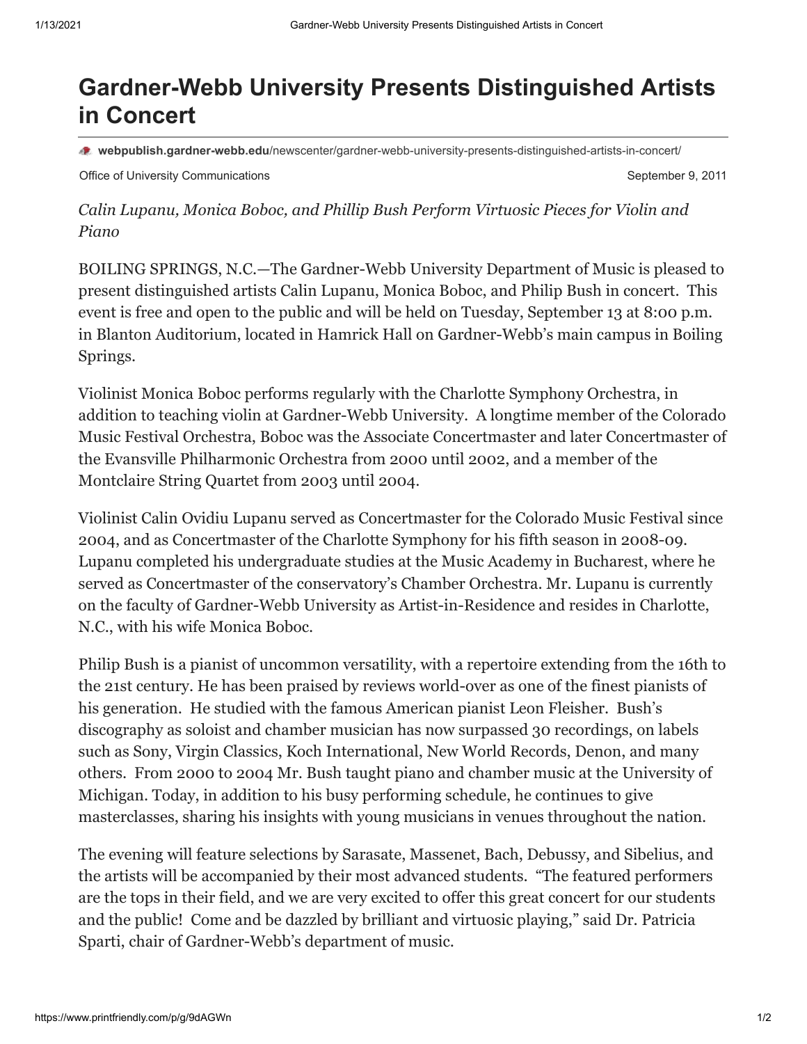# Gardner-Webb University Presents Distinguished Artists in Concert

**webpublish.gardner-webb.edu**/newscenter/gardner-webb-university-presents-distinguished-artists-in-concert/

Office of University Communications September 9, 2011

*Calin Lupanu, Monica Boboc, and Phillip Bush Perform Virtuosic Pieces for Violin and Piano*

BOILING SPRINGS, N.C.—The Gardner-Webb University Department of Music is pleased to present distinguished artists Calin Lupanu, Monica Boboc, and Philip Bush in concert. This event is free and open to the public and will be held on Tuesday, September 13 at 8:00 p.m. in Blanton Auditorium, located in Hamrick Hall on Gardner-Webb's main campus in Boiling Springs.

Violinist Monica Boboc performs regularly with the Charlotte Symphony Orchestra, in addition to teaching violin at Gardner-Webb University. A longtime member of the Colorado Music Festival Orchestra, Boboc was the Associate Concertmaster and later Concertmaster of the Evansville Philharmonic Orchestra from 2000 until 2002, and a member of the Montclaire String Quartet from 2003 until 2004.

Violinist Calin Ovidiu Lupanu served as Concertmaster for the Colorado Music Festival since 2004, and as Concertmaster of the Charlotte Symphony for his fifth season in 2008-09. Lupanu completed his undergraduate studies at the Music Academy in Bucharest, where he served as Concertmaster of the conservatory's Chamber Orchestra. Mr. Lupanu is currently on the faculty of Gardner-Webb University as Artist-in-Residence and resides in Charlotte, N.C., with his wife Monica Boboc.

Philip Bush is a pianist of uncommon versatility, with a repertoire extending from the 16th to the 21st century. He has been praised by reviews world-over as one of the finest pianists of his generation. He studied with the famous American pianist Leon Fleisher. Bush's discography as soloist and chamber musician has now surpassed 30 recordings, on labels such as Sony, Virgin Classics, Koch International, New World Records, Denon, and many others. From 2000 to 2004 Mr. Bush taught piano and chamber music at the University of Michigan. Today, in addition to his busy performing schedule, he continues to give masterclasses, sharing his insights with young musicians in venues throughout the nation.

The evening will feature selections by Sarasate, Massenet, Bach, Debussy, and Sibelius, and the artists will be accompanied by their most advanced students. "The featured performers are the tops in their field, and we are very excited to offer this great concert for our students and the public! Come and be dazzled by brilliant and virtuosic playing," said Dr. Patricia Sparti, chair of Gardner-Webb's department of music.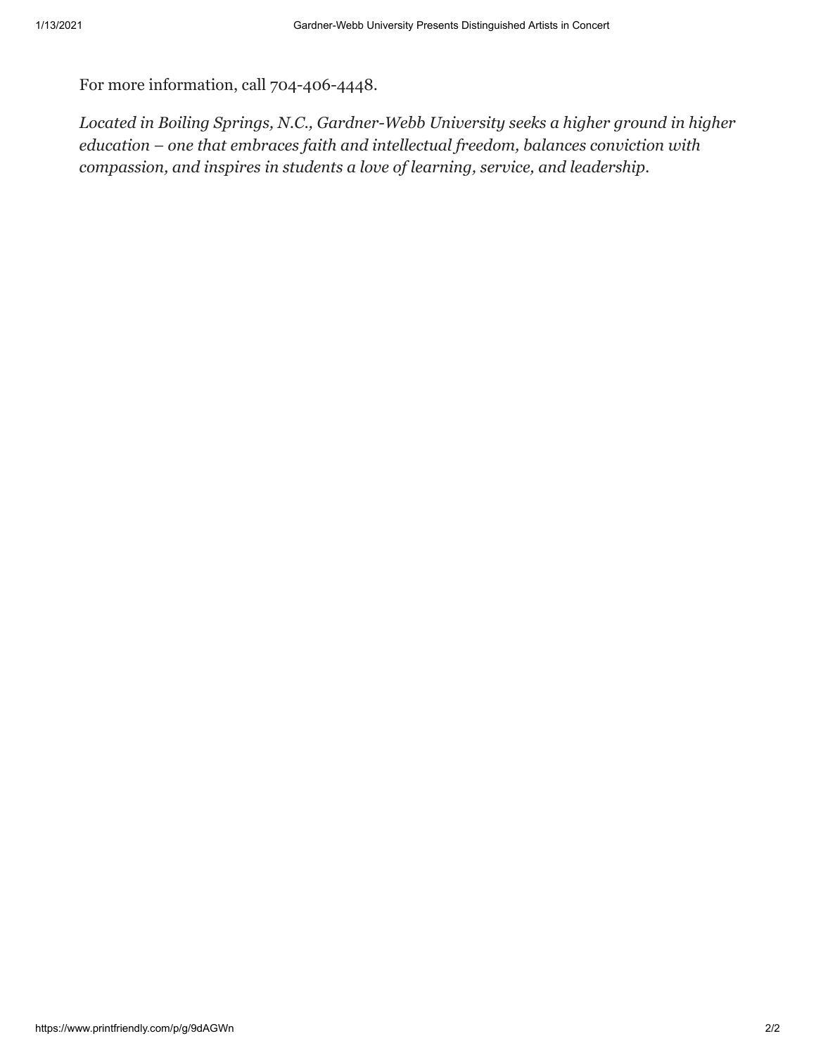For more information, call 704-406-4448.

*Located in Boiling Springs, N.C., Gardner-Webb University seeks a higher ground in higher education – one that embraces faith and intellectual freedom, balances conviction with compassion, and inspires in students a love of learning, service, and leadership.*